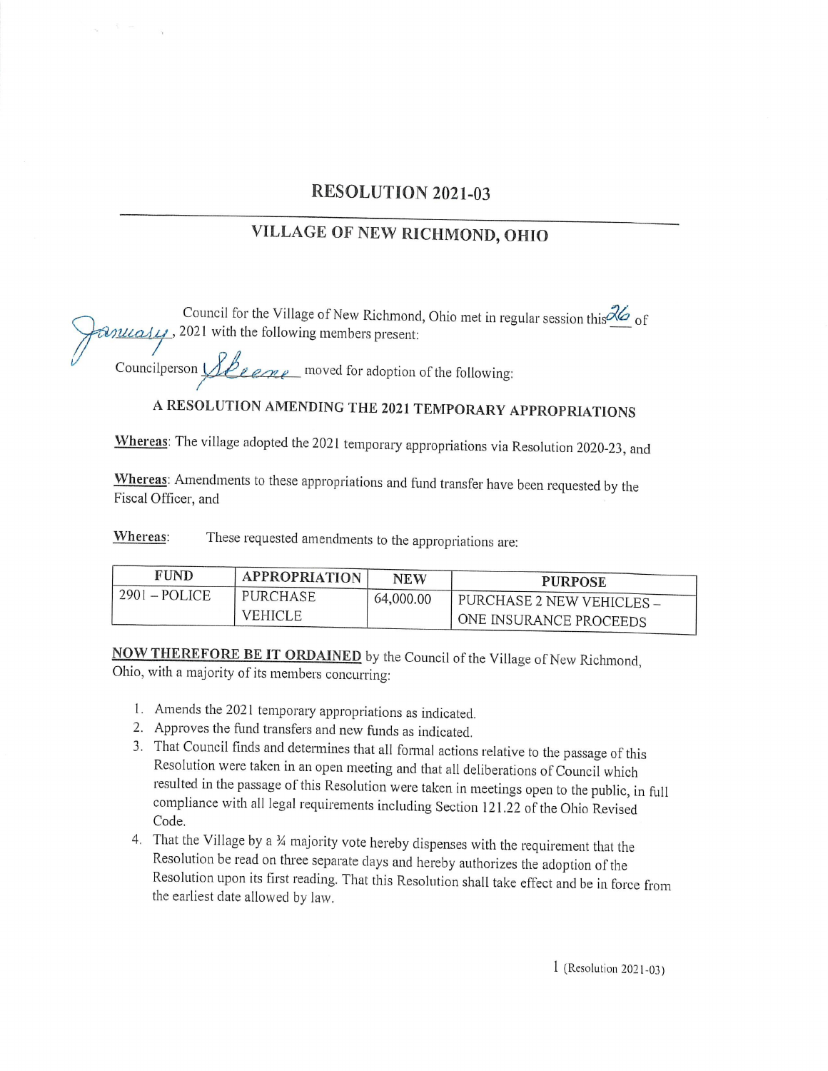# RESOLUTION 2021-03

## VILLAGE OF NEW RICHMOND, OHIO

Council for the Village of New Richmond, Ohio met in regular session this 26 of January, 2021 with the following members present:

Councilperson Skeene moved for adoption of the following:

### A RESOLUTION AMENDING THE 2021 TEMPORARY APPROPRIATIONS

**Whereas**: The village adopted the 2021 temporary appropriations via Resolution 2020-23, and

**Whereas**: Amendments to these appropriations and fund transfer have been requested by the Fiscal Officer, and

**Whereas**: These requested amendments to the appropriations are:

| FUND | APPROPRIATION | NEW | PURPOSE |
|---|---|---|---|
| 2901 – POLICE | PURCHASE VEHICLE | 64,000.00 | PURCHASE 2 NEW VEHICLES – ONE INSURANCE PROCEEDS |

**NOW THEREFORE BE IT ORDAINED** by the Council of the Village of New Richmond, Ohio, with a majority of its members concurring:

1. Amends the 2021 temporary appropriations as indicated.
2. Approves the fund transfers and new funds as indicated.
3. That Council finds and determines that all formal actions relative to the passage of this Resolution were taken in an open meeting and that all deliberations of Council which resulted in the passage of this Resolution were taken in meetings open to the public, in full compliance with all legal requirements including Section 121.22 of the Ohio Revised Code.
4. That the Village by a ¾ majority vote hereby dispenses with the requirement that the Resolution be read on three separate days and hereby authorizes the adoption of the Resolution upon its first reading. That this Resolution shall take effect and be in force from the earliest date allowed by law.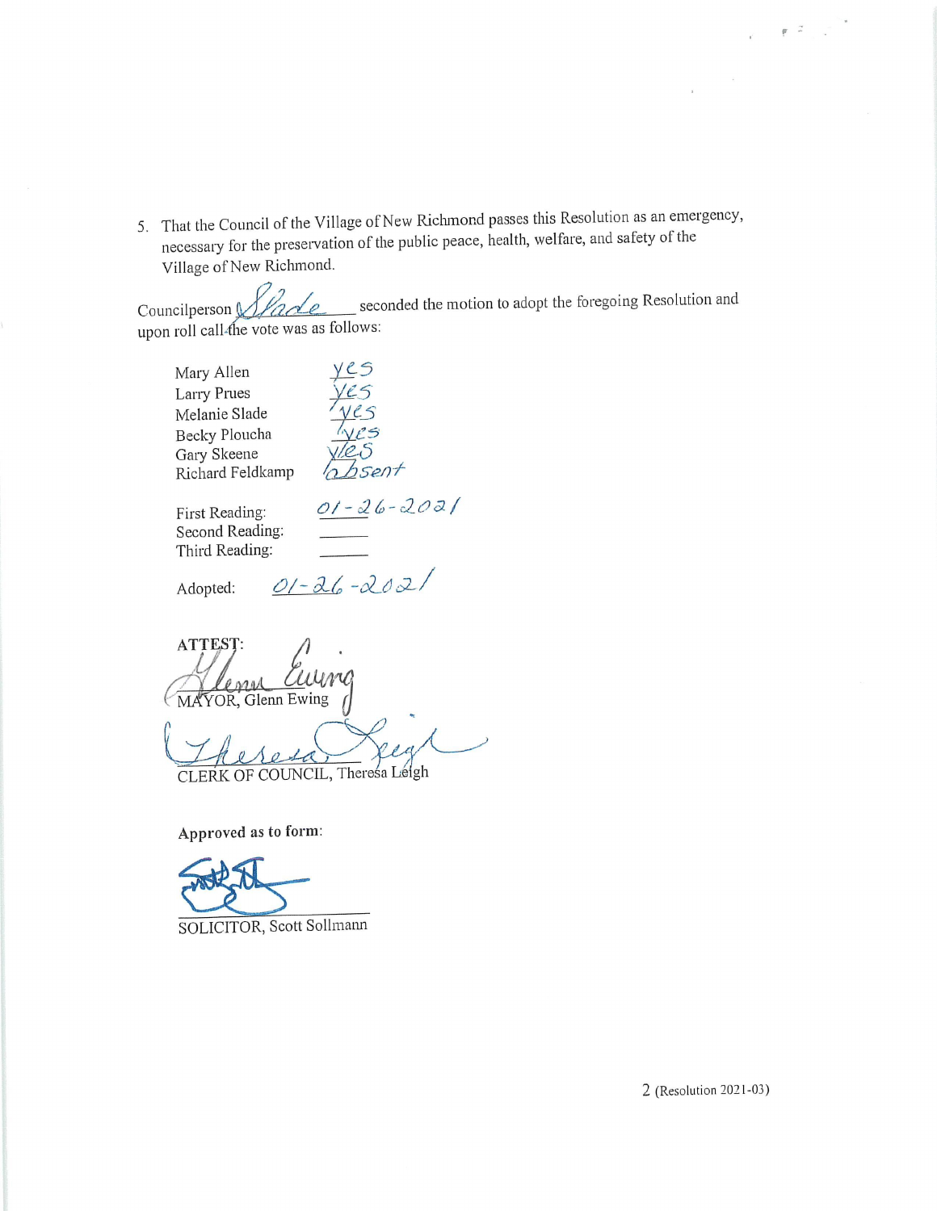5. That the Council of the Village of New Richmond passes this Resolution as an emergency, necessary for the preservation of the public peace, health, welfare, and safety of the Village of New Richmond.

Councilperson Slade seconded the motion to adopt the foregoing Resolution and upon roll call the vote was as follows:

| | |
|---|---|
| Mary Allen | yes |
| Larry Prues | yes |
| Melanie Slade | yes |
| Becky Ploucha | yes |
| Gary Skeene | yes |
| Richard Feldkamp | absent |

First Reading: 01-26-2021
Second Reading: ______
Third Reading: ______

Adopted: 01-26-2021

**ATTEST:**

Glenn Ewing
MAYOR, Glenn Ewing

Theresa Leigh
CLERK OF COUNCIL, Theresa Leigh

Approved as to form:

______________________
SOLICITOR, Scott Sollmann

2 (Resolution 2021-03)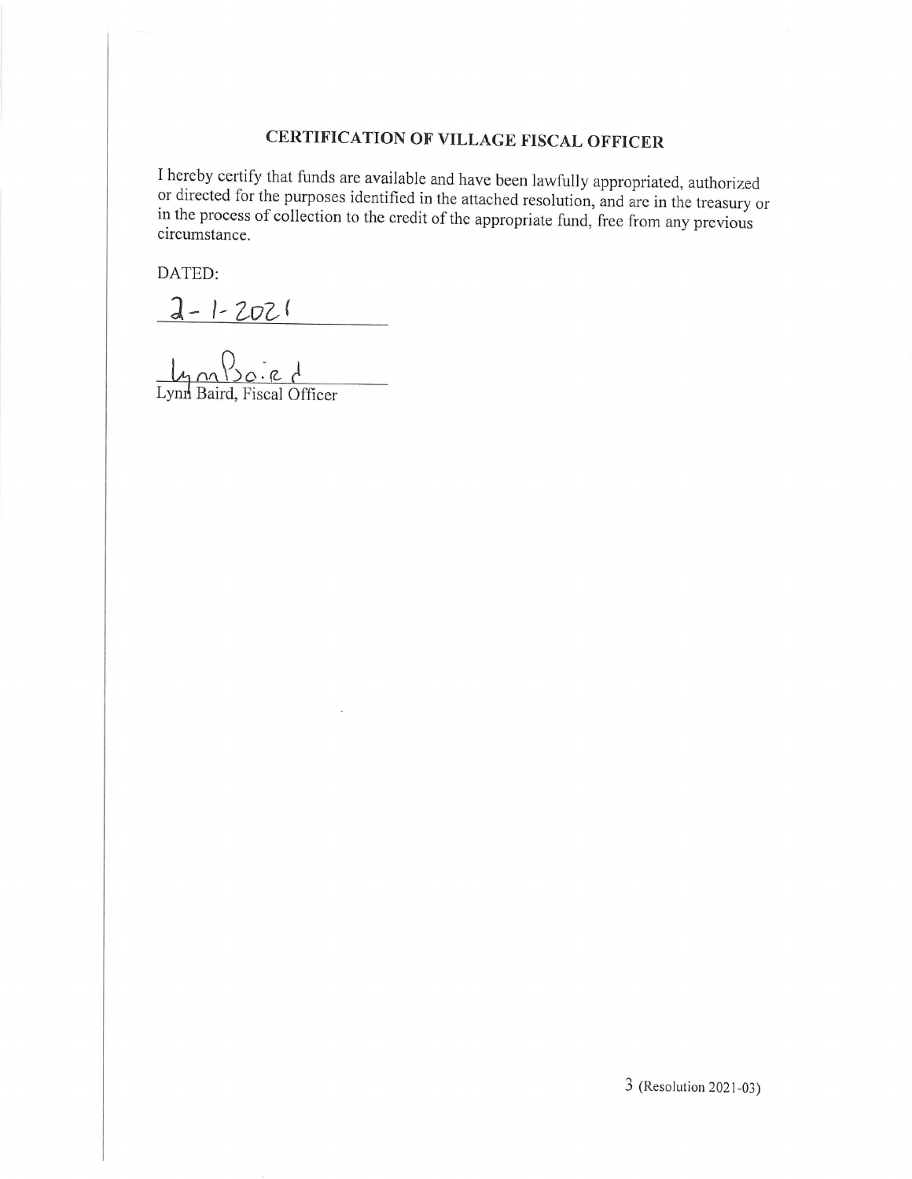# CERTIFICATION OF VILLAGE FISCAL OFFICER

I hereby certify that funds are available and have been lawfully appropriated, authorized or directed for the purposes identified in the attached resolution, and are in the treasury or in the process of collection to the credit of the appropriate fund, free from any previous circumstance.

DATED:

2-1-2021

Lynn Baird

Lynn Baird, Fiscal Officer

3 (Resolution 2021-03)